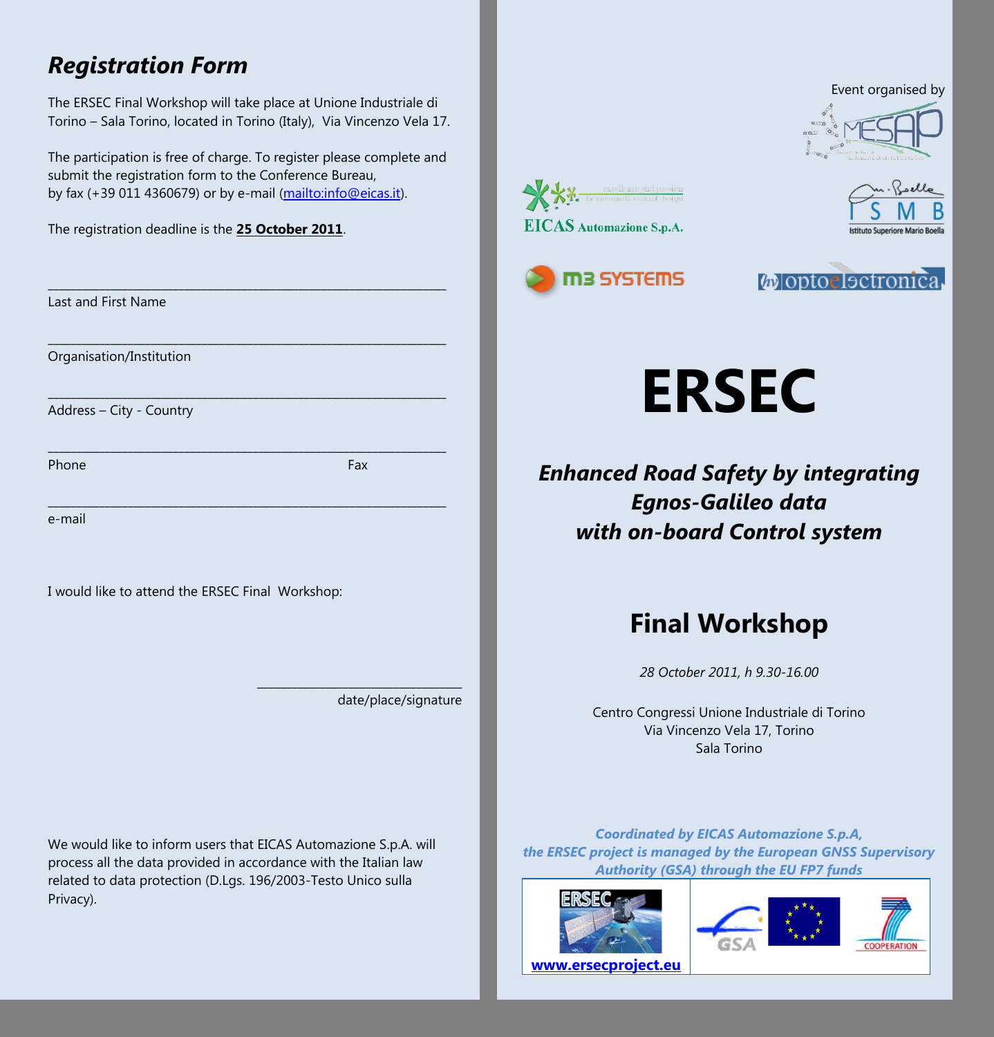## *Registration Form*

The ERSEC Final Workshop will take place at Unione Industriale di Torino – Sala Torino, located in Torino (Italy), Via Vincenzo Vela 17.

The participation is free of charge. To register please complete and submit the registration form to the Conference Bureau, by fax (+39 011 4360679) or by e-mail (mailto:info@eicas.it).

The registration deadline is the **25 October 2011**.

\_\_\_\_\_\_\_\_\_\_\_\_\_\_\_\_\_\_\_\_\_\_\_\_\_\_\_\_\_\_\_\_\_\_\_\_\_\_\_\_\_\_\_\_\_\_\_\_\_\_\_\_

Last and First Name

\_\_\_\_\_\_\_\_\_\_\_\_\_\_\_\_\_\_\_\_\_\_\_\_\_\_\_\_\_\_\_\_\_\_\_\_\_\_\_\_\_\_\_\_\_\_\_\_\_\_\_\_

Organisation/Institution

\_\_\_\_\_\_\_\_\_\_\_\_\_\_\_\_\_\_\_\_\_\_\_\_\_\_\_\_\_\_\_\_\_\_\_\_\_\_\_\_\_\_\_\_\_\_\_\_\_\_\_\_

Address – City - Country

\_\_\_\_\_\_\_\_\_\_\_\_\_\_\_\_\_\_\_\_\_\_\_\_\_\_\_\_\_\_\_\_\_\_\_\_\_\_\_\_\_\_\_\_\_\_\_\_\_\_\_\_

Phone Fax

\_\_\_\_\_\_\_\_\_\_\_\_\_\_\_\_\_\_\_\_\_\_\_\_\_\_\_\_\_\_\_\_\_\_\_\_\_\_\_\_\_\_\_\_\_\_\_\_\_\_\_\_

e-mail

I would like to attend the ERSEC Final Workshop:

\_\_\_\_\_\_\_\_\_\_\_\_\_\_\_\_\_\_\_\_\_\_\_\_\_\_\_\_

date/place/signature

We would like to inform users that EICAS Automazione S.p.A. will process all the data provided in accordance with the Italian law related to data protection (D.Lgs. 196/2003-Testo Unico sulla Privacy).

Event organised by

MESAP

EICAS Automazione S.p.A.

ISMB Istituto Superiore Mario Boella

m3 SYSTEMS

optoelectronica

# ERSEC

## *Enhanced Road Safety by integrating Egnos-Galileo data with on-board Control system*

## Final Workshop

*28 October 2011, h 9.30-16.00*

Centro Congressi Unione Industriale di Torino
Via Vincenzo Vela 17, Torino
Sala Torino

***Coordinated by EICAS Automazione S.p.A, the ERSEC project is managed by the European GNSS Supervisory Authority (GSA) through the EU FP7 funds***

**www.ersecproject.eu**

GSA

COOPERATION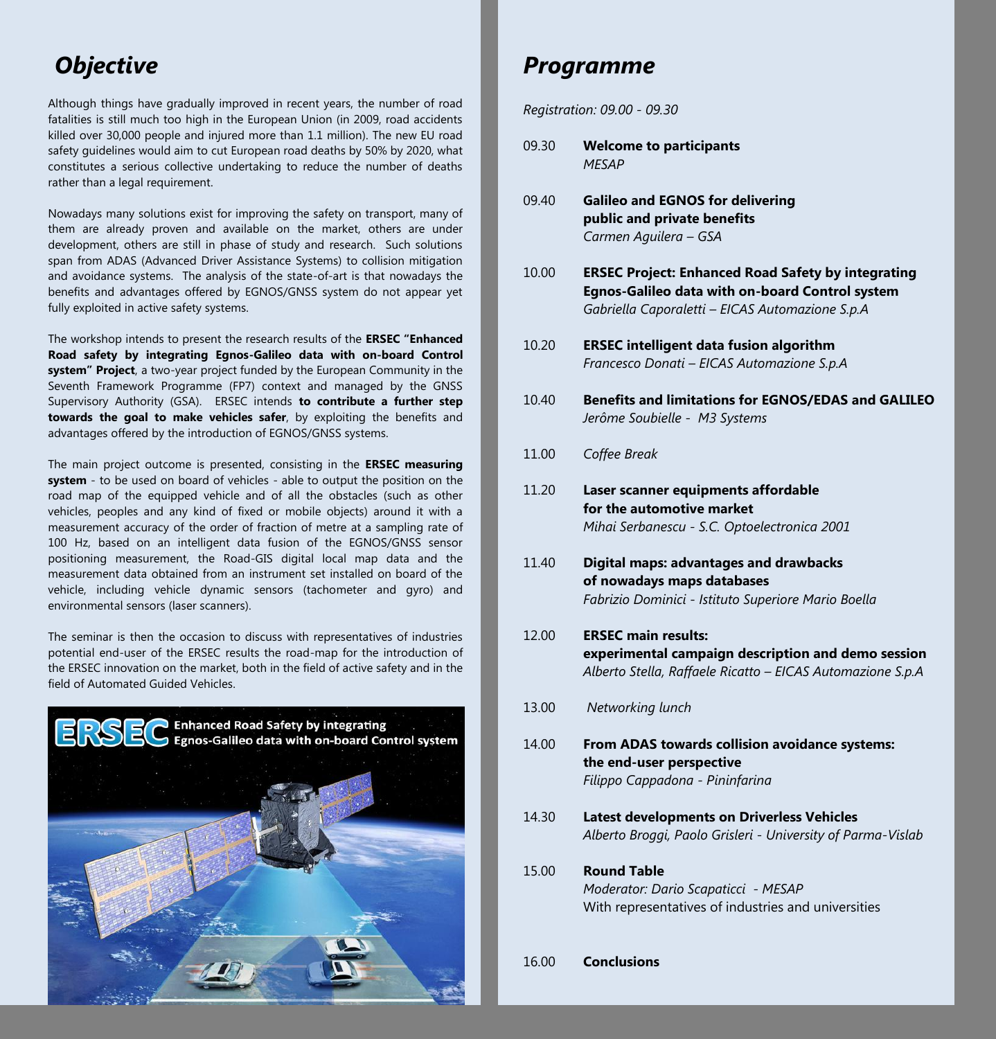## *Objective*

Although things have gradually improved in recent years, the number of road fatalities is still much too high in the European Union (in 2009, road accidents killed over 30,000 people and injured more than 1.1 million). The new EU road safety guidelines would aim to cut European road deaths by 50% by 2020, what constitutes a serious collective undertaking to reduce the number of deaths rather than a legal requirement.

Nowadays many solutions exist for improving the safety on transport, many of them are already proven and available on the market, others are under development, others are still in phase of study and research. Such solutions span from ADAS (Advanced Driver Assistance Systems) to collision mitigation and avoidance systems. The analysis of the state-of-art is that nowadays the benefits and advantages offered by EGNOS/GNSS system do not appear yet fully exploited in active safety systems.

The workshop intends to present the research results of the **ERSEC "Enhanced Road safety by integrating Egnos-Galileo data with on-board Control system" Project**, a two-year project funded by the European Community in the Seventh Framework Programme (FP7) context and managed by the GNSS Supervisory Authority (GSA). ERSEC intends **to contribute a further step towards the goal to make vehicles safer**, by exploiting the benefits and advantages offered by the introduction of EGNOS/GNSS systems.

The main project outcome is presented, consisting in the **ERSEC measuring system** - to be used on board of vehicles - able to output the position on the road map of the equipped vehicle and of all the obstacles (such as other vehicles, peoples and any kind of fixed or mobile objects) around it with a measurement accuracy of the order of fraction of metre at a sampling rate of 100 Hz, based on an intelligent data fusion of the EGNOS/GNSS sensor positioning measurement, the Road-GIS digital local map data and the measurement data obtained from an instrument set installed on board of the vehicle, including vehicle dynamic sensors (tachometer and gyro) and environmental sensors (laser scanners).

The seminar is then the occasion to discuss with representatives of industries potential end-user of the ERSEC results the road-map for the introduction of the ERSEC innovation on the market, both in the field of active safety and in the field of Automated Guided Vehicles.

ERSEC Enhanced Road Safety by integrating Egnos-Galileo data with on-board Control system

## *Programme*

*Registration: 09.00 - 09.30*

09.30 **Welcome to participants**
*MESAP*

09.40 **Galileo and EGNOS for delivering public and private benefits**
*Carmen Aguilera – GSA*

10.00 **ERSEC Project: Enhanced Road Safety by integrating Egnos-Galileo data with on-board Control system**
*Gabriella Caporaletti – EICAS Automazione S.p.A*

10.20 **ERSEC intelligent data fusion algorithm**
*Francesco Donati – EICAS Automazione S.p.A*

10.40 **Benefits and limitations for EGNOS/EDAS and GALILEO**
*Jerôme Soubielle - M3 Systems*

11.00 *Coffee Break*

11.20 **Laser scanner equipments affordable for the automotive market**
*Mihai Serbanescu - S.C. Optoelectronica 2001*

11.40 **Digital maps: advantages and drawbacks of nowadays maps databases**
*Fabrizio Dominici - Istituto Superiore Mario Boella*

12.00 **ERSEC main results: experimental campaign description and demo session**
*Alberto Stella, Raffaele Ricatto – EICAS Automazione S.p.A*

13.00 *Networking lunch*

14.00 **From ADAS towards collision avoidance systems: the end-user perspective**
*Filippo Cappadona - Pininfarina*

14.30 **Latest developments on Driverless Vehicles**
*Alberto Broggi, Paolo Grisleri - University of Parma-Vislab*

15.00 **Round Table**
*Moderator: Dario Scapaticci - MESAP*
With representatives of industries and universities

16.00 **Conclusions**